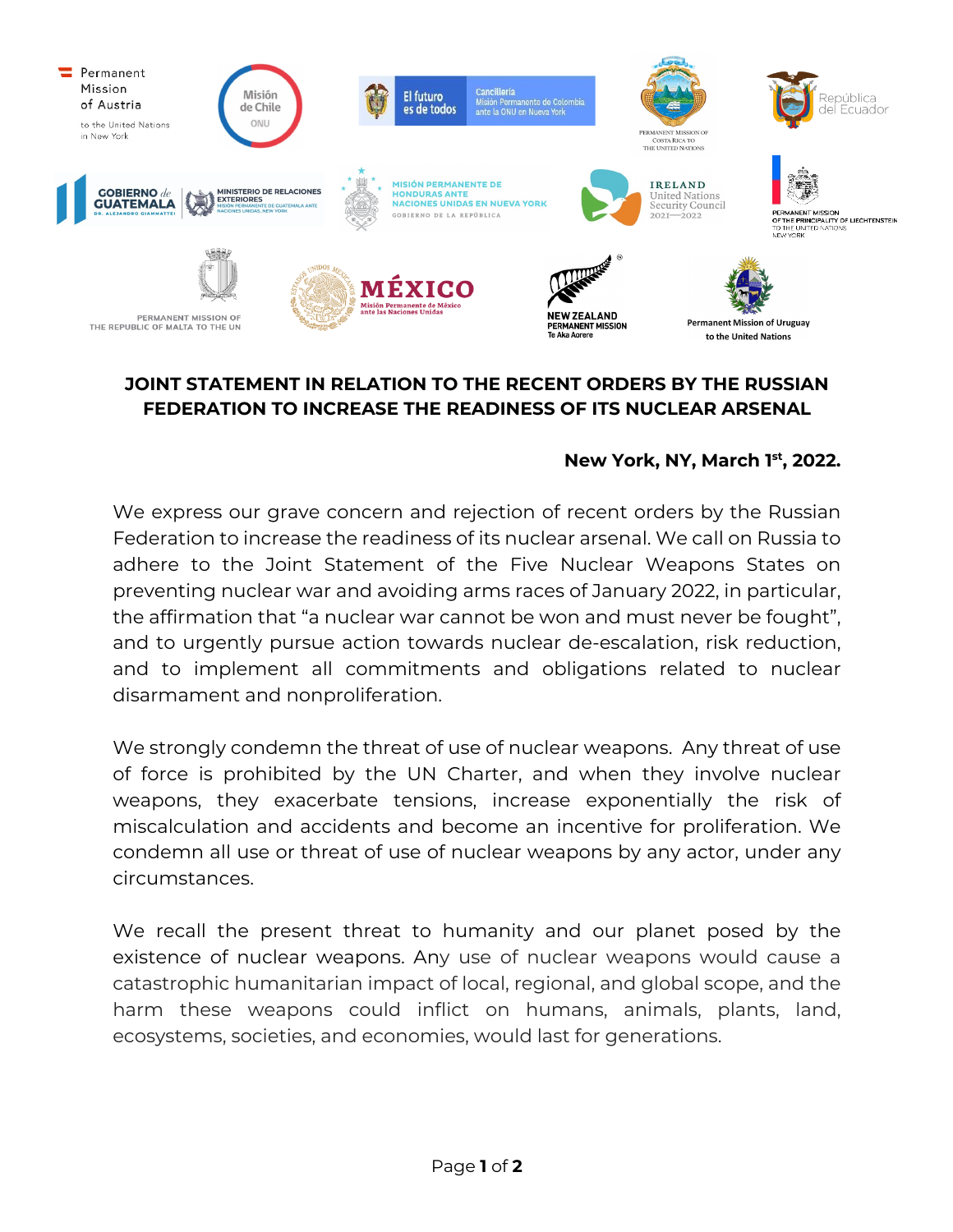# JOINT STATEMENT IN RELATION TO THE RECENT ORDERS BY THE RUSSIAN FEDERATION TO INCREASE THE READINESS OF ITS NUCLEAR ARSENAL

**New York, NY, March 1st, 2022.**

We express our grave concern and rejection of recent orders by the Russian Federation to increase the readiness of its nuclear arsenal. We call on Russia to adhere to the Joint Statement of the Five Nuclear Weapons States on preventing nuclear war and avoiding arms races of January 2022, in particular, the affirmation that "a nuclear war cannot be won and must never be fought", and to urgently pursue action towards nuclear de-escalation, risk reduction, and to implement all commitments and obligations related to nuclear disarmament and nonproliferation.

We strongly condemn the threat of use of nuclear weapons. Any threat of use of force is prohibited by the UN Charter, and when they involve nuclear weapons, they exacerbate tensions, increase exponentially the risk of miscalculation and accidents and become an incentive for proliferation. We condemn all use or threat of use of nuclear weapons by any actor, under any circumstances.

We recall the present threat to humanity and our planet posed by the existence of nuclear weapons. Any use of nuclear weapons would cause a catastrophic humanitarian impact of local, regional, and global scope, and the harm these weapons could inflict on humans, animals, plants, land, ecosystems, societies, and economies, would last for generations.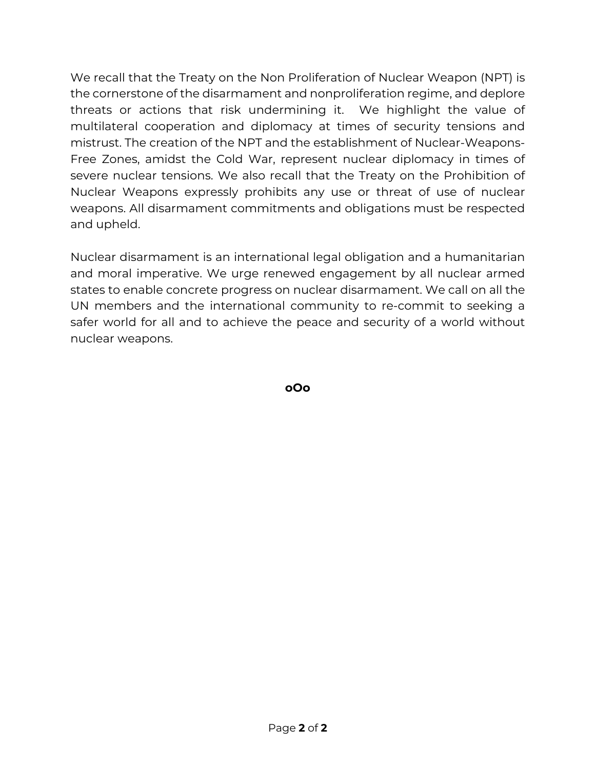We recall that the Treaty on the Non Proliferation of Nuclear Weapon (NPT) is the cornerstone of the disarmament and nonproliferation regime, and deplore threats or actions that risk undermining it. We highlight the value of multilateral cooperation and diplomacy at times of security tensions and mistrust. The creation of the NPT and the establishment of Nuclear-Weapons-Free Zones, amidst the Cold War, represent nuclear diplomacy in times of severe nuclear tensions. We also recall that the Treaty on the Prohibition of Nuclear Weapons expressly prohibits any use or threat of use of nuclear weapons. All disarmament commitments and obligations must be respected and upheld.

Nuclear disarmament is an international legal obligation and a humanitarian and moral imperative. We urge renewed engagement by all nuclear armed states to enable concrete progress on nuclear disarmament. We call on all the UN members and the international community to re-commit to seeking a safer world for all and to achieve the peace and security of a world without nuclear weapons.

**oOo**